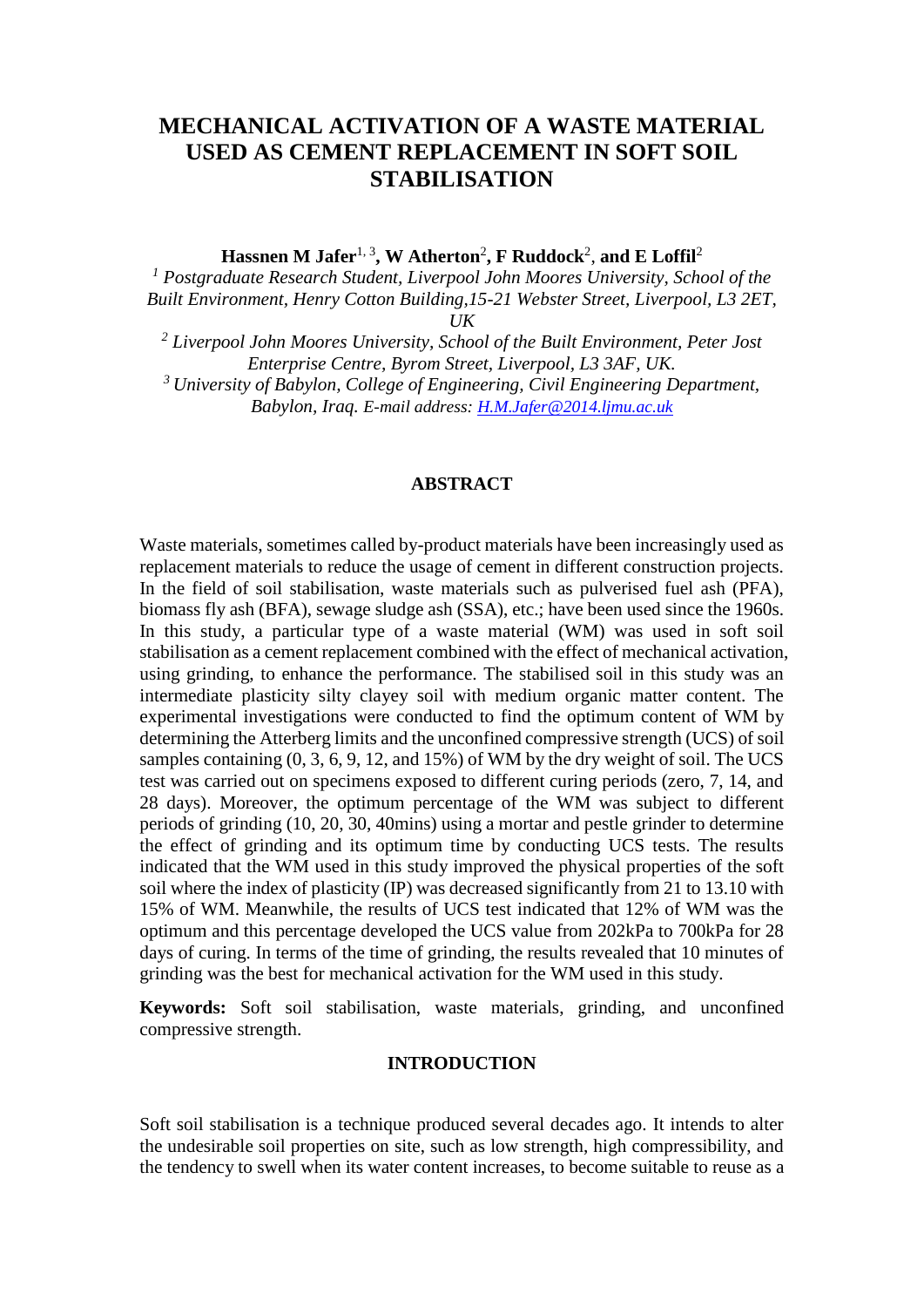# MECHANICAL ACTIVATION OF A WASTE MATERIAL USED AS CEMENT REPLACEMENT IN SOFT SOIL STABILISATION

**Hassnen M Jafer**[1, 3]**, W Atherton**[2]**, F Ruddock**[2], **and E Loffil**[2]

[1] *Postgraduate Research Student, Liverpool John Moores University, School of the Built Environment, Henry Cotton Building,15-21 Webster Street, Liverpool, L3 2ET, UK*

[2] *Liverpool John Moores University, School of the Built Environment, Peter Jost Enterprise Centre, Byrom Street, Liverpool, L3 3AF, UK.*

[3] *University of Babylon, College of Engineering, Civil Engineering Department, Babylon, Iraq. E-mail address: H.M.Jafer@2014.ljmu.ac.uk*

## ABSTRACT

Waste materials, sometimes called by-product materials have been increasingly used as replacement materials to reduce the usage of cement in different construction projects. In the field of soil stabilisation, waste materials such as pulverised fuel ash (PFA), biomass fly ash (BFA), sewage sludge ash (SSA), etc.; have been used since the 1960s. In this study, a particular type of a waste material (WM) was used in soft soil stabilisation as a cement replacement combined with the effect of mechanical activation, using grinding, to enhance the performance. The stabilised soil in this study was an intermediate plasticity silty clayey soil with medium organic matter content. The experimental investigations were conducted to find the optimum content of WM by determining the Atterberg limits and the unconfined compressive strength (UCS) of soil samples containing (0, 3, 6, 9, 12, and 15%) of WM by the dry weight of soil. The UCS test was carried out on specimens exposed to different curing periods (zero, 7, 14, and 28 days). Moreover, the optimum percentage of the WM was subject to different periods of grinding (10, 20, 30, 40mins) using a mortar and pestle grinder to determine the effect of grinding and its optimum time by conducting UCS tests. The results indicated that the WM used in this study improved the physical properties of the soft soil where the index of plasticity (IP) was decreased significantly from 21 to 13.10 with 15% of WM. Meanwhile, the results of UCS test indicated that 12% of WM was the optimum and this percentage developed the UCS value from 202kPa to 700kPa for 28 days of curing. In terms of the time of grinding, the results revealed that 10 minutes of grinding was the best for mechanical activation for the WM used in this study.

**Keywords:** Soft soil stabilisation, waste materials, grinding, and unconfined compressive strength.

## INTRODUCTION

Soft soil stabilisation is a technique produced several decades ago. It intends to alter the undesirable soil properties on site, such as low strength, high compressibility, and the tendency to swell when its water content increases, to become suitable to reuse as a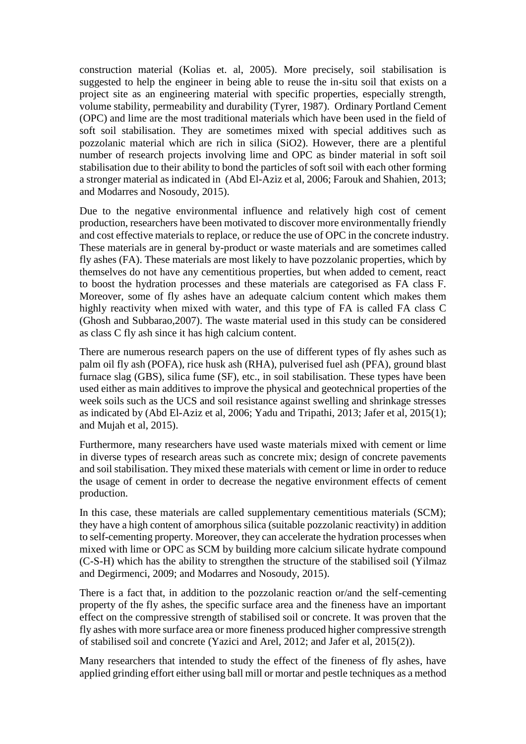construction material (Kolias et. al, 2005). More precisely, soil stabilisation is suggested to help the engineer in being able to reuse the in-situ soil that exists on a project site as an engineering material with specific properties, especially strength, volume stability, permeability and durability (Tyrer, 1987). Ordinary Portland Cement (OPC) and lime are the most traditional materials which have been used in the field of soft soil stabilisation. They are sometimes mixed with special additives such as pozzolanic material which are rich in silica ($SiO_2$). However, there are a plentiful number of research projects involving lime and OPC as binder material in soft soil stabilisation due to their ability to bond the particles of soft soil with each other forming a stronger material as indicated in (Abd El-Aziz et al, 2006; Farouk and Shahien, 2013; and Modarres and Nosoudy, 2015).

Due to the negative environmental influence and relatively high cost of cement production, researchers have been motivated to discover more environmentally friendly and cost effective materials to replace, or reduce the use of OPC in the concrete industry. These materials are in general by-product or waste materials and are sometimes called fly ashes (FA). These materials are most likely to have pozzolanic properties, which by themselves do not have any cementitious properties, but when added to cement, react to boost the hydration processes and these materials are categorised as FA class F. Moreover, some of fly ashes have an adequate calcium content which makes them highly reactivity when mixed with water, and this type of FA is called FA class C (Ghosh and Subbarao,2007). The waste material used in this study can be considered as class C fly ash since it has high calcium content.

There are numerous research papers on the use of different types of fly ashes such as palm oil fly ash (POFA), rice husk ash (RHA), pulverised fuel ash (PFA), ground blast furnace slag (GBS), silica fume (SF), etc., in soil stabilisation. These types have been used either as main additives to improve the physical and geotechnical properties of the week soils such as the UCS and soil resistance against swelling and shrinkage stresses as indicated by (Abd El-Aziz et al, 2006; Yadu and Tripathi, 2013; Jafer et al, 2015(1); and Mujah et al, 2015).

Furthermore, many researchers have used waste materials mixed with cement or lime in diverse types of research areas such as concrete mix; design of concrete pavements and soil stabilisation. They mixed these materials with cement or lime in order to reduce the usage of cement in order to decrease the negative environment effects of cement production.

In this case, these materials are called supplementary cementitious materials (SCM); they have a high content of amorphous silica (suitable pozzolanic reactivity) in addition to self-cementing property. Moreover, they can accelerate the hydration processes when mixed with lime or OPC as SCM by building more calcium silicate hydrate compound (C-S-H) which has the ability to strengthen the structure of the stabilised soil (Yilmaz and Degirmenci, 2009; and Modarres and Nosoudy, 2015).

There is a fact that, in addition to the pozzolanic reaction or/and the self-cementing property of the fly ashes, the specific surface area and the fineness have an important effect on the compressive strength of stabilised soil or concrete. It was proven that the fly ashes with more surface area or more fineness produced higher compressive strength of stabilised soil and concrete (Yazici and Arel, 2012; and Jafer et al, 2015(2)).

Many researchers that intended to study the effect of the fineness of fly ashes, have applied grinding effort either using ball mill or mortar and pestle techniques as a method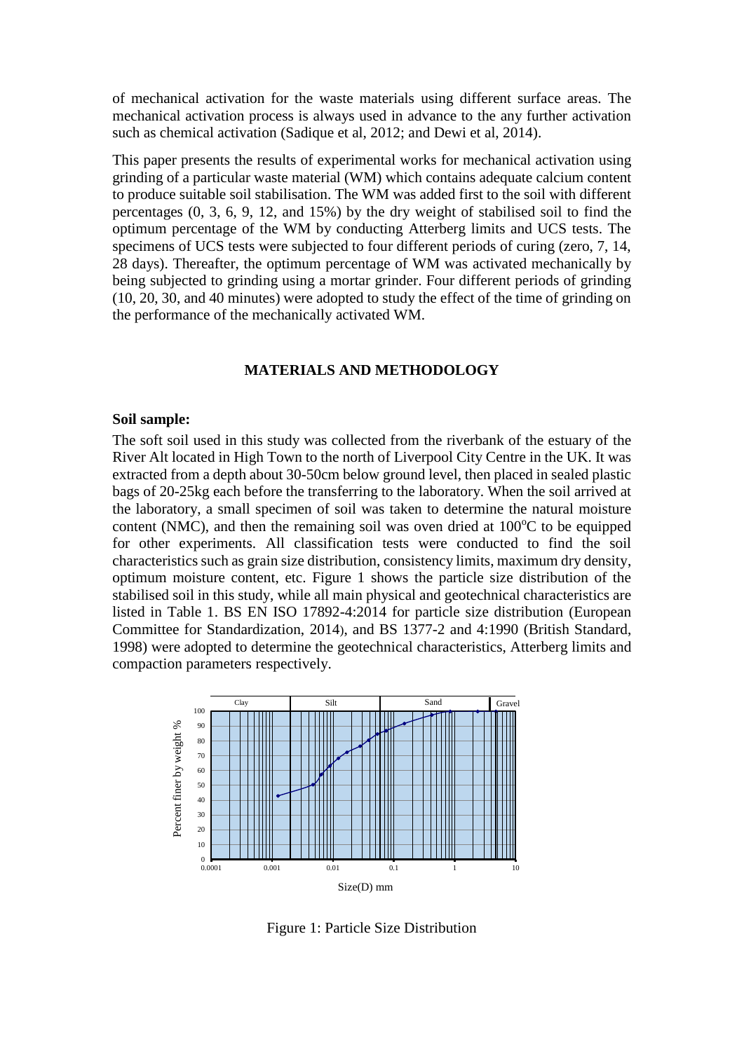of mechanical activation for the waste materials using different surface areas. The mechanical activation process is always used in advance to the any further activation such as chemical activation (Sadique et al, 2012; and Dewi et al, 2014).

This paper presents the results of experimental works for mechanical activation using grinding of a particular waste material (WM) which contains adequate calcium content to produce suitable soil stabilisation. The WM was added first to the soil with different percentages (0, 3, 6, 9, 12, and 15%) by the dry weight of stabilised soil to find the optimum percentage of the WM by conducting Atterberg limits and UCS tests. The specimens of UCS tests were subjected to four different periods of curing (zero, 7, 14, 28 days). Thereafter, the optimum percentage of WM was activated mechanically by being subjected to grinding using a mortar grinder. Four different periods of grinding (10, 20, 30, and 40 minutes) were adopted to study the effect of the time of grinding on the performance of the mechanically activated WM.

## MATERIALS AND METHODOLOGY

**Soil sample:**

The soft soil used in this study was collected from the riverbank of the estuary of the River Alt located in High Town to the north of Liverpool City Centre in the UK. It was extracted from a depth about 30-50cm below ground level, then placed in sealed plastic bags of 20-25kg each before the transferring to the laboratory. When the soil arrived at the laboratory, a small specimen of soil was taken to determine the natural moisture content (NMC), and then the remaining soil was oven dried at $100^{o}$C to be equipped for other experiments. All classification tests were conducted to find the soil characteristics such as grain size distribution, consistency limits, maximum dry density, optimum moisture content, etc. Figure 1 shows the particle size distribution of the stabilised soil in this study, while all main physical and geotechnical characteristics are listed in Table 1. BS EN ISO 17892-4:2014 for particle size distribution (European Committee for Standardization, 2014), and BS 1377-2 and 4:1990 (British Standard, 1998) were adopted to determine the geotechnical characteristics, Atterberg limits and compaction parameters respectively.

Figure 1: Particle Size Distribution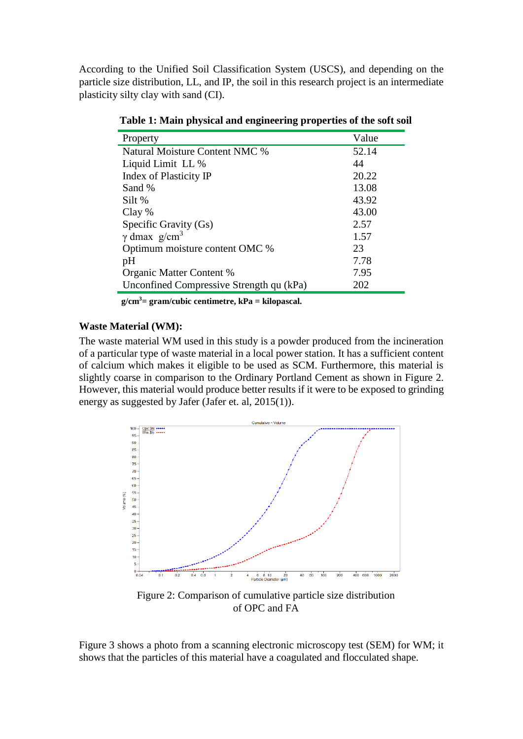According to the Unified Soil Classification System (USCS), and depending on the particle size distribution, LL, and IP, the soil in this research project is an intermediate plasticity silty clay with sand (CI).

**Table 1: Main physical and engineering properties of the soft soil**

| Property | Value |
|---|---|
| Natural Moisture Content NMC % | 52.14 |
| Liquid Limit LL % | 44 |
| Index of Plasticity IP | 20.22 |
| Sand % | 13.08 |
| Silt % | 43.92 |
| Clay % | 43.00 |
| Specific Gravity (Gs) | 2.57 |
| $\gamma$ dmax g/cm$^3$ | 1.57 |
| Optimum moisture content OMC % | 23 |
| pH | 7.78 |
| Organic Matter Content % | 7.95 |
| Unconfined Compressive Strength qu (kPa) | 202 |

**g/cm$^3$= gram/cubic centimetre, kPa = kilopascal.**

**Waste Material (WM):**

The waste material WM used in this study is a powder produced from the incineration of a particular type of waste material in a local power station. It has a sufficient content of calcium which makes it eligible to be used as SCM. Furthermore, this material is slightly coarse in comparison to the Ordinary Portland Cement as shown in Figure 2. However, this material would produce better results if it were to be exposed to grinding energy as suggested by Jafer (Jafer et. al, 2015(1)).

Figure 2: Comparison of cumulative particle size distribution of OPC and FA

Figure 3 shows a photo from a scanning electronic microscopy test (SEM) for WM; it shows that the particles of this material have a coagulated and flocculated shape.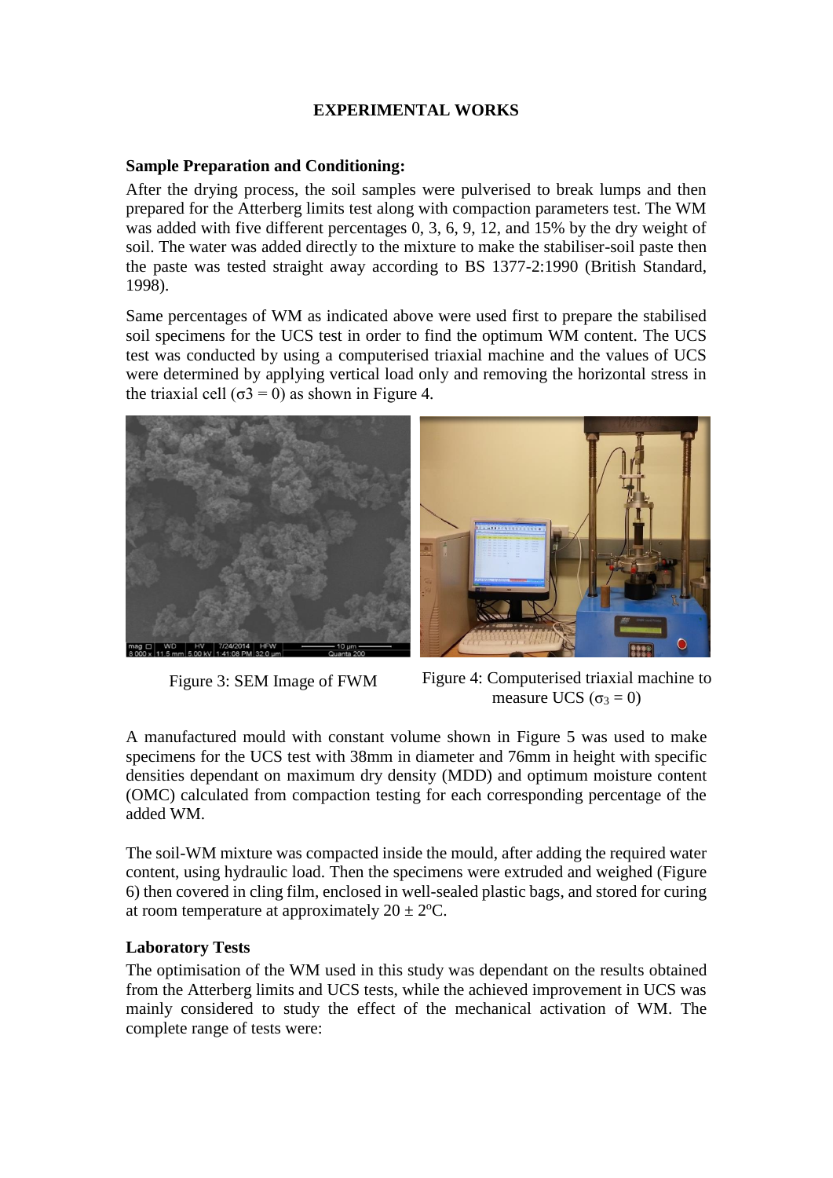## EXPERIMENTAL WORKS

### Sample Preparation and Conditioning:

After the drying process, the soil samples were pulverised to break lumps and then prepared for the Atterberg limits test along with compaction parameters test. The WM was added with five different percentages 0, 3, 6, 9, 12, and 15% by the dry weight of soil. The water was added directly to the mixture to make the stabiliser-soil paste then the paste was tested straight away according to BS 1377-2:1990 (British Standard, 1998).

Same percentages of WM as indicated above were used first to prepare the stabilised soil specimens for the UCS test in order to find the optimum WM content. The UCS test was conducted by using a computerised triaxial machine and the values of UCS were determined by applying vertical load only and removing the horizontal stress in the triaxial cell ($\sigma 3 = 0$) as shown in Figure 4.

Figure 3: SEM Image of FWM

Figure 4: Computerised triaxial machine to measure UCS ($\sigma_3 = 0$)

A manufactured mould with constant volume shown in Figure 5 was used to make specimens for the UCS test with 38mm in diameter and 76mm in height with specific densities dependant on maximum dry density (MDD) and optimum moisture content (OMC) calculated from compaction testing for each corresponding percentage of the added WM.

The soil-WM mixture was compacted inside the mould, after adding the required water content, using hydraulic load. Then the specimens were extruded and weighed (Figure 6) then covered in cling film, enclosed in well-sealed plastic bags, and stored for curing at room temperature at approximately $20 \pm 2^{o}$C.

### Laboratory Tests

The optimisation of the WM used in this study was dependant on the results obtained from the Atterberg limits and UCS tests, while the achieved improvement in UCS was mainly considered to study the effect of the mechanical activation of WM. The complete range of tests were: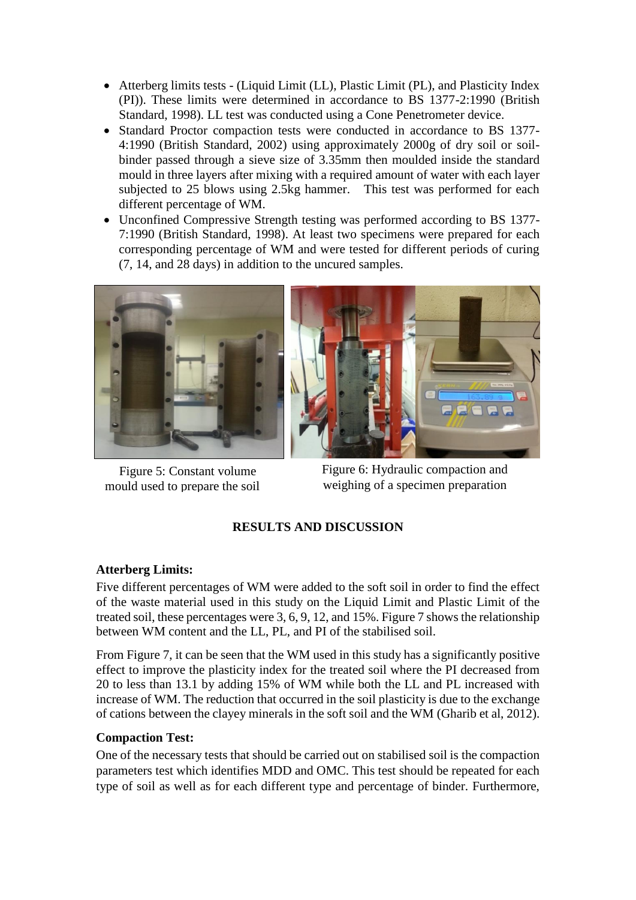- Atterberg limits tests - (Liquid Limit (LL), Plastic Limit (PL), and Plasticity Index (PI)). These limits were determined in accordance to BS 1377-2:1990 (British Standard, 1998). LL test was conducted using a Cone Penetrometer device.
- Standard Proctor compaction tests were conducted in accordance to BS 1377-4:1990 (British Standard, 2002) using approximately 2000g of dry soil or soil-binder passed through a sieve size of 3.35mm then moulded inside the standard mould in three layers after mixing with a required amount of water with each layer subjected to 25 blows using 2.5kg hammer. This test was performed for each different percentage of WM.
- Unconfined Compressive Strength testing was performed according to BS 1377-7:1990 (British Standard, 1998). At least two specimens were prepared for each corresponding percentage of WM and were tested for different periods of curing (7, 14, and 28 days) in addition to the uncured samples.

Figure 5: Constant volume mould used to prepare the soil

Figure 6: Hydraulic compaction and weighing of a specimen preparation

## RESULTS AND DISCUSSION

### Atterberg Limits:

Five different percentages of WM were added to the soft soil in order to find the effect of the waste material used in this study on the Liquid Limit and Plastic Limit of the treated soil, these percentages were 3, 6, 9, 12, and 15%. Figure 7 shows the relationship between WM content and the LL, PL, and PI of the stabilised soil.

From Figure 7, it can be seen that the WM used in this study has a significantly positive effect to improve the plasticity index for the treated soil where the PI decreased from 20 to less than 13.1 by adding 15% of WM while both the LL and PL increased with increase of WM. The reduction that occurred in the soil plasticity is due to the exchange of cations between the clayey minerals in the soft soil and the WM (Gharib et al, 2012).

### Compaction Test:

One of the necessary tests that should be carried out on stabilised soil is the compaction parameters test which identifies MDD and OMC. This test should be repeated for each type of soil as well as for each different type and percentage of binder. Furthermore,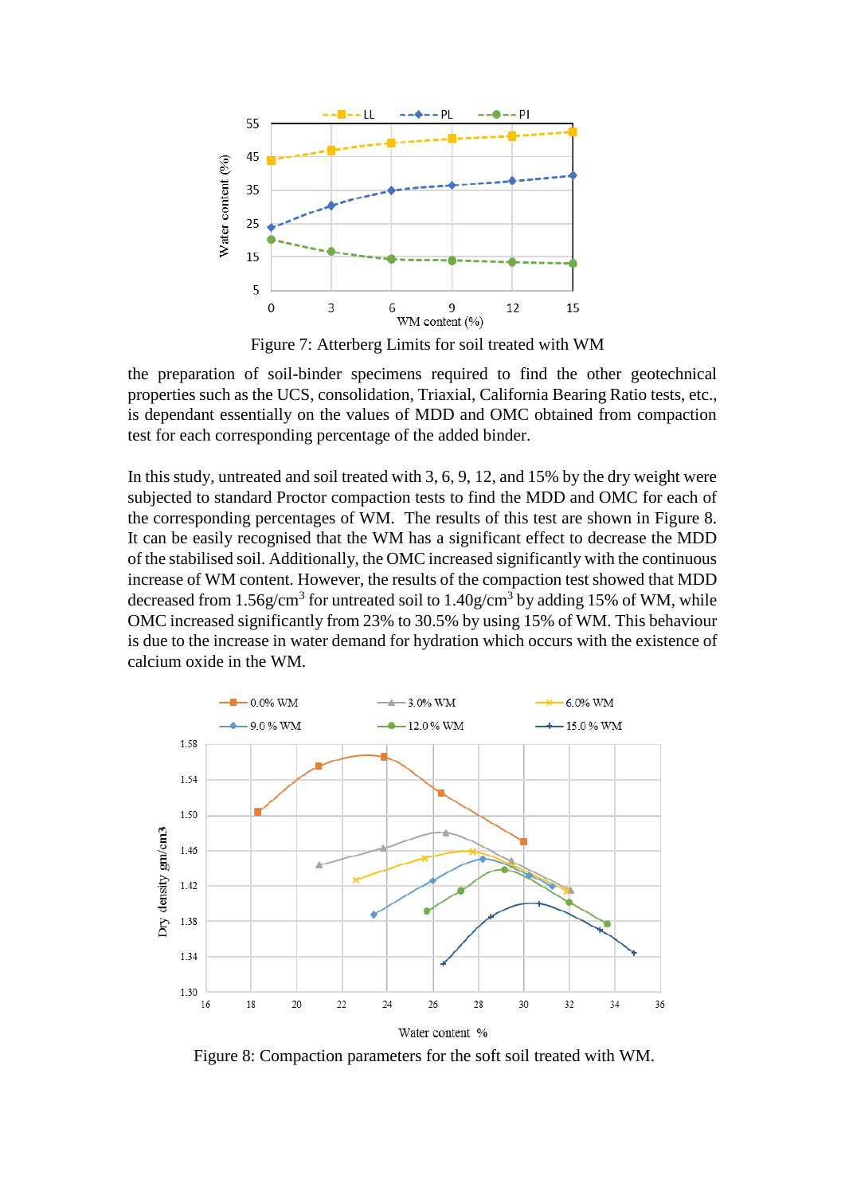Figure 7: Atterberg Limits for soil treated with WM

the preparation of soil-binder specimens required to find the other geotechnical properties such as the UCS, consolidation, Triaxial, California Bearing Ratio tests, etc., is dependant essentially on the values of MDD and OMC obtained from compaction test for each corresponding percentage of the added binder.

In this study, untreated and soil treated with 3, 6, 9, 12, and 15% by the dry weight were subjected to standard Proctor compaction tests to find the MDD and OMC for each of the corresponding percentages of WM. The results of this test are shown in Figure 8. It can be easily recognised that the WM has a significant effect to decrease the MDD of the stabilised soil. Additionally, the OMC increased significantly with the continuous increase of WM content. However, the results of the compaction test showed that MDD decreased from 1.56g/cm$^3$ for untreated soil to 1.40g/cm$^3$ by adding 15% of WM, while OMC increased significantly from 23% to 30.5% by using 15% of WM. This behaviour is due to the increase in water demand for hydration which occurs with the existence of calcium oxide in the WM.

Figure 8: Compaction parameters for the soft soil treated with WM.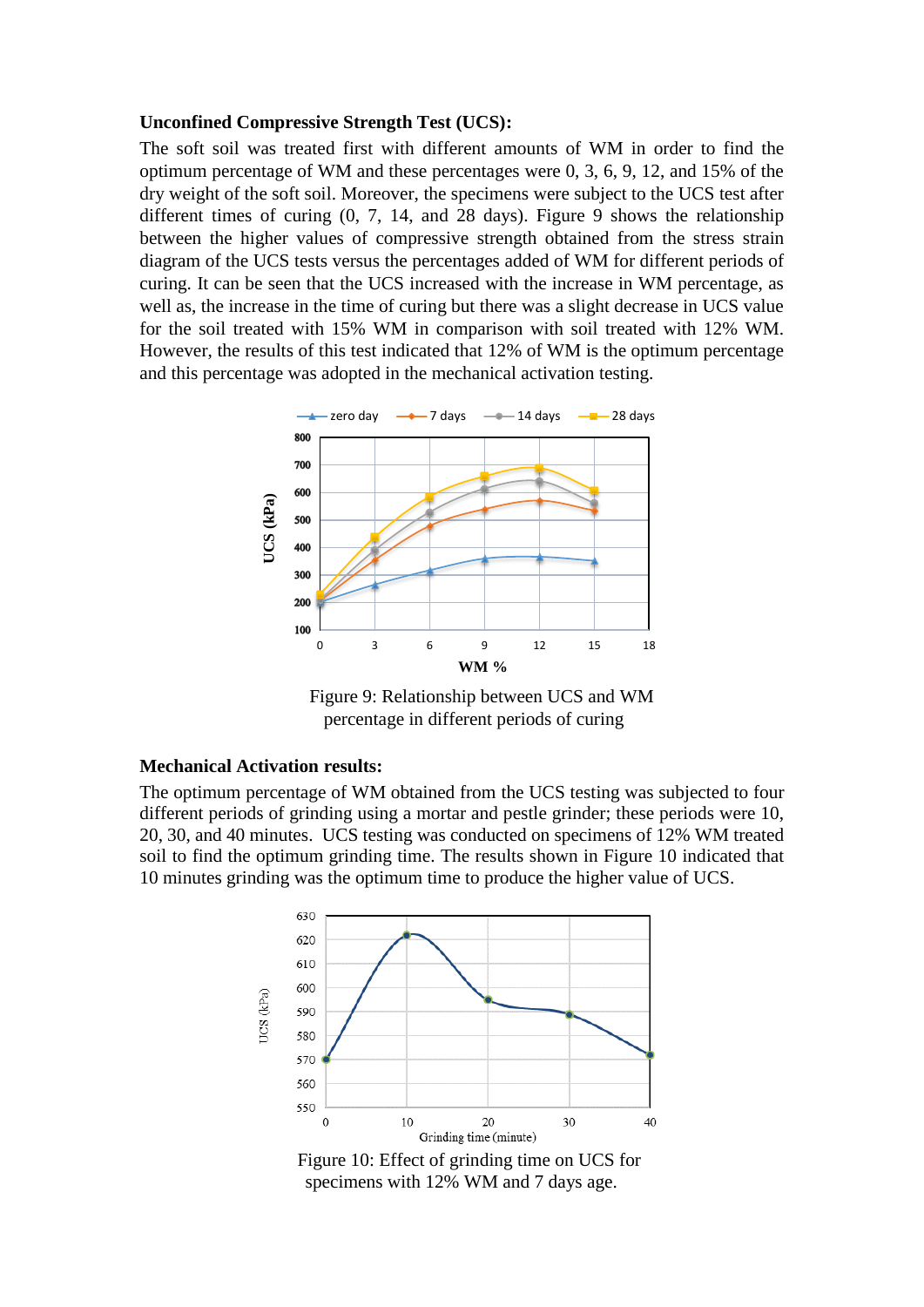**Unconfined Compressive Strength Test (UCS):**

The soft soil was treated first with different amounts of WM in order to find the optimum percentage of WM and these percentages were 0, 3, 6, 9, 12, and 15% of the dry weight of the soft soil. Moreover, the specimens were subject to the UCS test after different times of curing (0, 7, 14, and 28 days). Figure 9 shows the relationship between the higher values of compressive strength obtained from the stress strain diagram of the UCS tests versus the percentages added of WM for different periods of curing. It can be seen that the UCS increased with the increase in WM percentage, as well as, the increase in the time of curing but there was a slight decrease in UCS value for the soil treated with 15% WM in comparison with soil treated with 12% WM. However, the results of this test indicated that 12% of WM is the optimum percentage and this percentage was adopted in the mechanical activation testing.

Figure 9: Relationship between UCS and WM percentage in different periods of curing

**Mechanical Activation results:**

The optimum percentage of WM obtained from the UCS testing was subjected to four different periods of grinding using a mortar and pestle grinder; these periods were 10, 20, 30, and 40 minutes. UCS testing was conducted on specimens of 12% WM treated soil to find the optimum grinding time. The results shown in Figure 10 indicated that 10 minutes grinding was the optimum time to produce the higher value of UCS.

Figure 10: Effect of grinding time on UCS for specimens with 12% WM and 7 days age.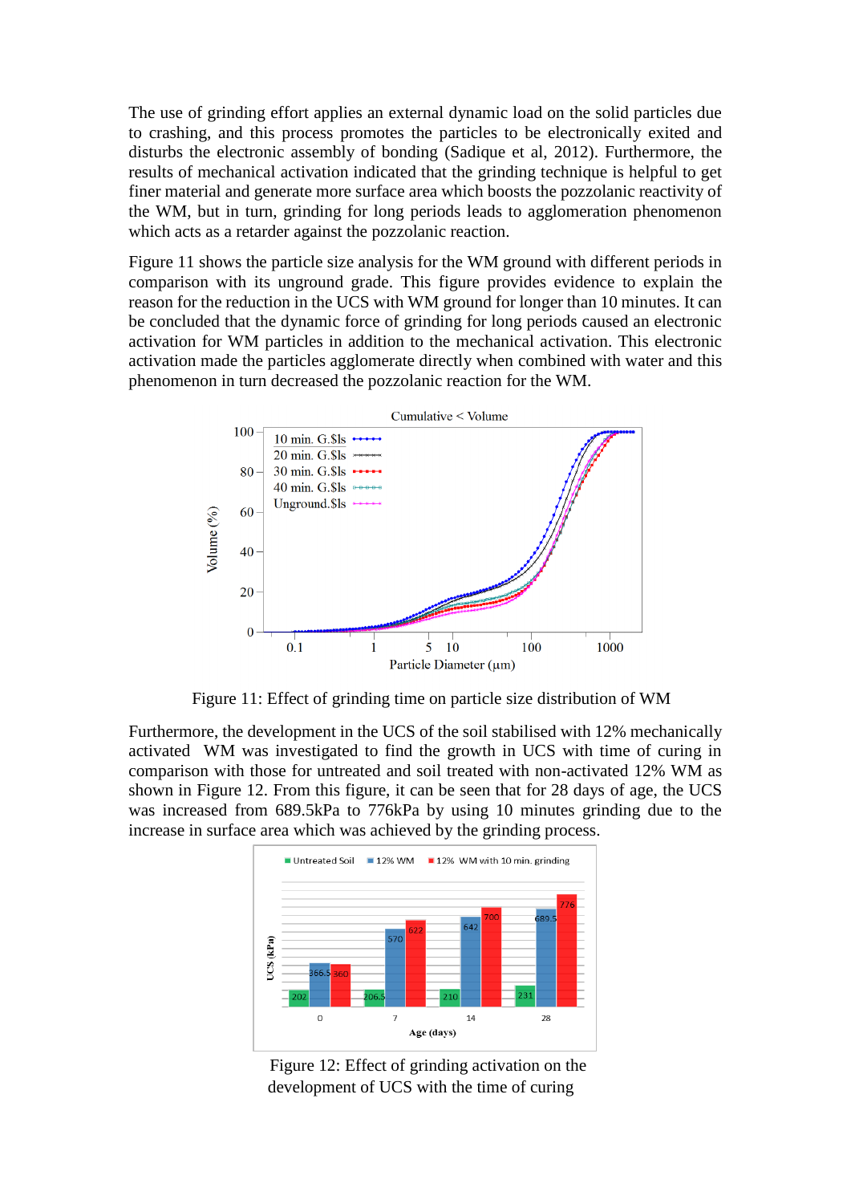The use of grinding effort applies an external dynamic load on the solid particles due to crashing, and this process promotes the particles to be electronically exited and disturbs the electronic assembly of bonding (Sadique et al, 2012). Furthermore, the results of mechanical activation indicated that the grinding technique is helpful to get finer material and generate more surface area which boosts the pozzolanic reactivity of the WM, but in turn, grinding for long periods leads to agglomeration phenomenon which acts as a retarder against the pozzolanic reaction.

Figure 11 shows the particle size analysis for the WM ground with different periods in comparison with its unground grade. This figure provides evidence to explain the reason for the reduction in the UCS with WM ground for longer than 10 minutes. It can be concluded that the dynamic force of grinding for long periods caused an electronic activation for WM particles in addition to the mechanical activation. This electronic activation made the particles agglomerate directly when combined with water and this phenomenon in turn decreased the pozzolanic reaction for the WM.

Figure 11: Effect of grinding time on particle size distribution of WM

Furthermore, the development in the UCS of the soil stabilised with 12% mechanically activated WM was investigated to find the growth in UCS with time of curing in comparison with those for untreated and soil treated with non-activated 12% WM as shown in Figure 12. From this figure, it can be seen that for 28 days of age, the UCS was increased from 689.5kPa to 776kPa by using 10 minutes grinding due to the increase in surface area which was achieved by the grinding process.

Figure 12: Effect of grinding activation on the development of UCS with the time of curing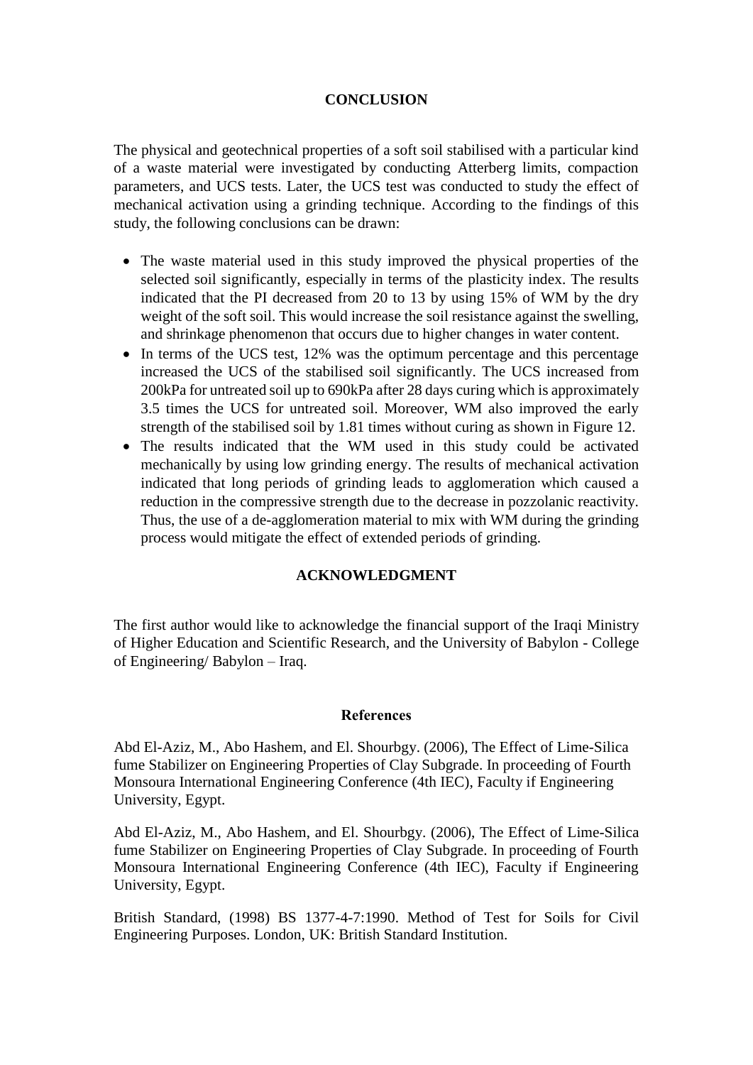## CONCLUSION

The physical and geotechnical properties of a soft soil stabilised with a particular kind of a waste material were investigated by conducting Atterberg limits, compaction parameters, and UCS tests. Later, the UCS test was conducted to study the effect of mechanical activation using a grinding technique. According to the findings of this study, the following conclusions can be drawn:

- The waste material used in this study improved the physical properties of the selected soil significantly, especially in terms of the plasticity index. The results indicated that the PI decreased from 20 to 13 by using 15% of WM by the dry weight of the soft soil. This would increase the soil resistance against the swelling, and shrinkage phenomenon that occurs due to higher changes in water content.
- In terms of the UCS test, 12% was the optimum percentage and this percentage increased the UCS of the stabilised soil significantly. The UCS increased from 200kPa for untreated soil up to 690kPa after 28 days curing which is approximately 3.5 times the UCS for untreated soil. Moreover, WM also improved the early strength of the stabilised soil by 1.81 times without curing as shown in Figure 12.
- The results indicated that the WM used in this study could be activated mechanically by using low grinding energy. The results of mechanical activation indicated that long periods of grinding leads to agglomeration which caused a reduction in the compressive strength due to the decrease in pozzolanic reactivity. Thus, the use of a de-agglomeration material to mix with WM during the grinding process would mitigate the effect of extended periods of grinding.

## ACKNOWLEDGMENT

The first author would like to acknowledge the financial support of the Iraqi Ministry of Higher Education and Scientific Research, and the University of Babylon - College of Engineering/ Babylon – Iraq.

## References

Abd El-Aziz, M., Abo Hashem, and El. Shourbgy. (2006), The Effect of Lime-Silica fume Stabilizer on Engineering Properties of Clay Subgrade. In proceeding of Fourth Monsoura International Engineering Conference (4th IEC), Faculty if Engineering University, Egypt.

Abd El-Aziz, M., Abo Hashem, and El. Shourbgy. (2006), The Effect of Lime-Silica fume Stabilizer on Engineering Properties of Clay Subgrade. In proceeding of Fourth Monsoura International Engineering Conference (4th IEC), Faculty if Engineering University, Egypt.

British Standard, (1998) BS 1377-4-7:1990. Method of Test for Soils for Civil Engineering Purposes. London, UK: British Standard Institution.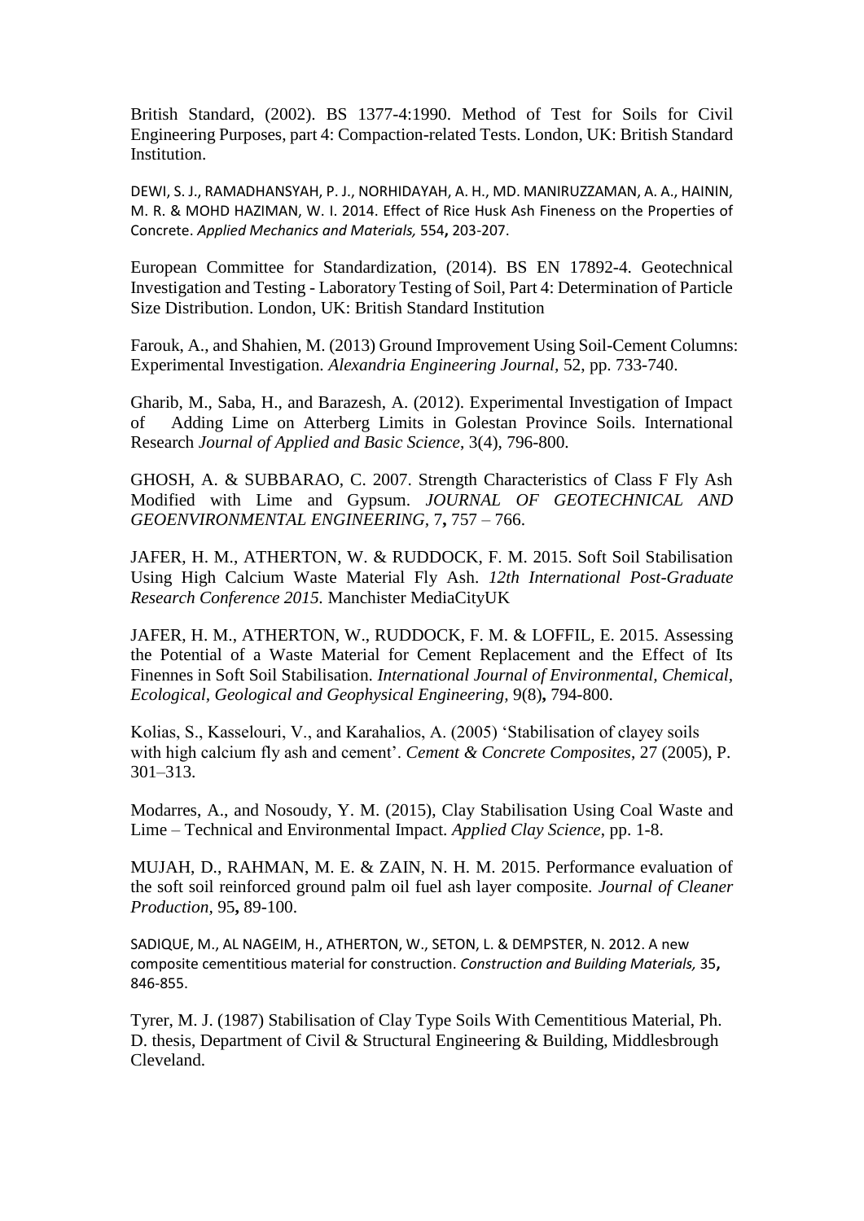British Standard, (2002). BS 1377-4:1990. Method of Test for Soils for Civil Engineering Purposes, part 4: Compaction-related Tests. London, UK: British Standard Institution.

DEWI, S. J., RAMADHANSYAH, P. J., NORHIDAYAH, A. H., MD. MANIRUZZAMAN, A. A., HAININ, M. R. & MOHD HAZIMAN, W. I. 2014. Effect of Rice Husk Ash Fineness on the Properties of Concrete. *Applied Mechanics and Materials,* 554**,** 203-207.

European Committee for Standardization, (2014). BS EN 17892-4. Geotechnical Investigation and Testing - Laboratory Testing of Soil, Part 4: Determination of Particle Size Distribution. London, UK: British Standard Institution

Farouk, A., and Shahien, M. (2013) Ground Improvement Using Soil-Cement Columns: Experimental Investigation. *Alexandria Engineering Journal*, 52, pp. 733-740.

Gharib, M., Saba, H., and Barazesh, A. (2012). Experimental Investigation of Impact of Adding Lime on Atterberg Limits in Golestan Province Soils. International Research *Journal of Applied and Basic Science*, 3(4), 796-800.

GHOSH, A. & SUBBARAO, C. 2007. Strength Characteristics of Class F Fly Ash Modified with Lime and Gypsum. *JOURNAL OF GEOTECHNICAL AND GEOENVIRONMENTAL ENGINEERING,* 7**,** 757 – 766.

JAFER, H. M., ATHERTON, W. & RUDDOCK, F. M. 2015. Soft Soil Stabilisation Using High Calcium Waste Material Fly Ash. *12th International Post-Graduate Research Conference 2015.* Manchister MediaCityUK

JAFER, H. M., ATHERTON, W., RUDDOCK, F. M. & LOFFIL, E. 2015. Assessing the Potential of a Waste Material for Cement Replacement and the Effect of Its Finennes in Soft Soil Stabilisation. *International Journal of Environmental, Chemical, Ecological, Geological and Geophysical Engineering,* 9(8)**,** 794-800.

Kolias, S., Kasselouri, V., and Karahalios, A. (2005) 'Stabilisation of clayey soils with high calcium fly ash and cement'. *Cement & Concrete Composites*, 27 (2005), P. 301–313.

Modarres, A., and Nosoudy, Y. M. (2015), Clay Stabilisation Using Coal Waste and Lime – Technical and Environmental Impact. *Applied Clay Science*, pp. 1-8.

MUJAH, D., RAHMAN, M. E. & ZAIN, N. H. M. 2015. Performance evaluation of the soft soil reinforced ground palm oil fuel ash layer composite. *Journal of Cleaner Production,* 95**,** 89-100.

SADIQUE, M., AL NAGEIM, H., ATHERTON, W., SETON, L. & DEMPSTER, N. 2012. A new composite cementitious material for construction. *Construction and Building Materials,* 35**,** 846-855.

Tyrer, M. J. (1987) Stabilisation of Clay Type Soils With Cementitious Material, Ph. D. thesis, Department of Civil & Structural Engineering & Building, Middlesbrough Cleveland.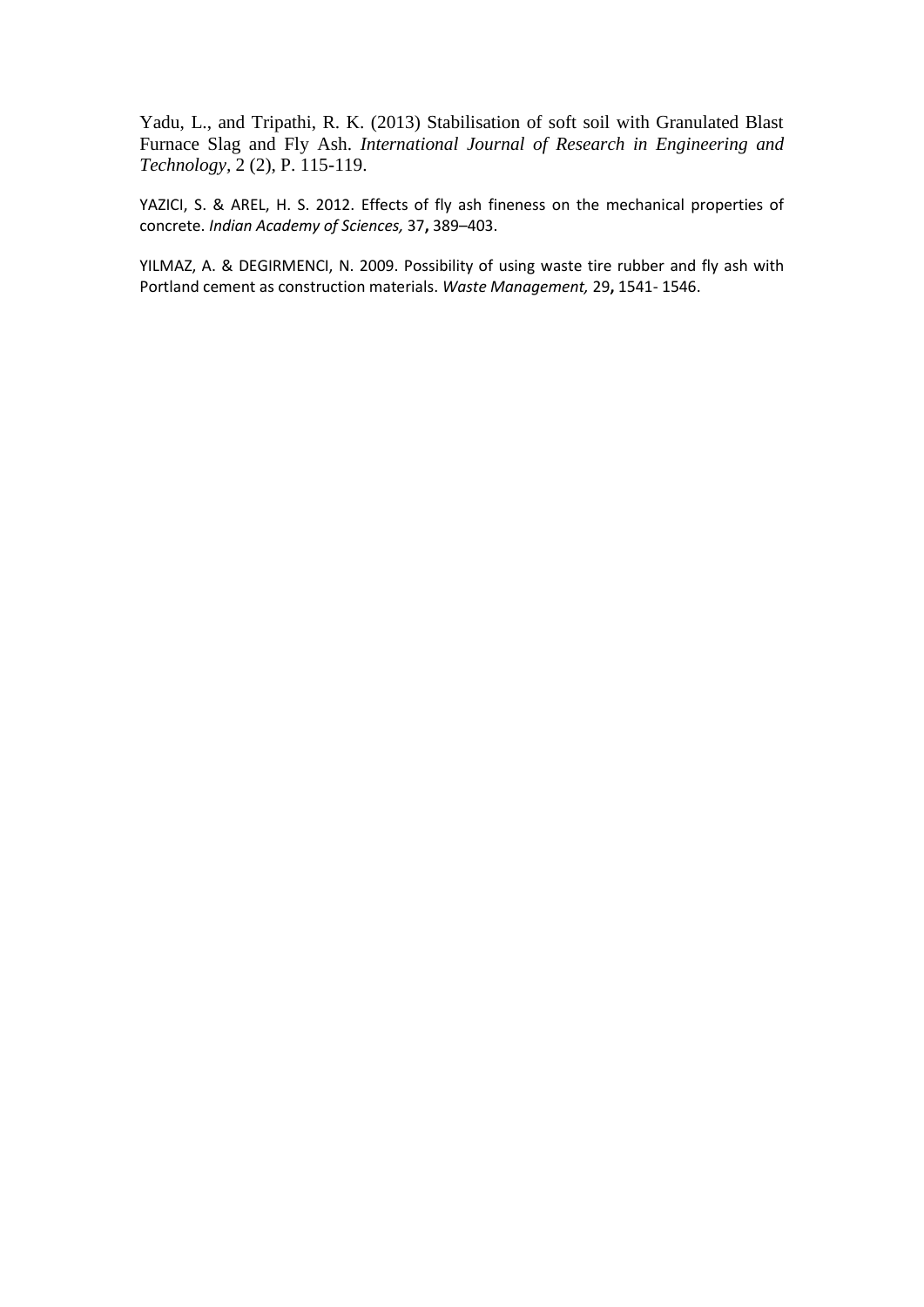Yadu, L., and Tripathi, R. K. (2013) Stabilisation of soft soil with Granulated Blast Furnace Slag and Fly Ash. *International Journal of Research in Engineering and Technology*, 2 (2), P. 115-119.

YAZICI, S. & AREL, H. S. 2012. Effects of fly ash fineness on the mechanical properties of concrete. *Indian Academy of Sciences,* 37**,** 389–403.

YILMAZ, A. & DEGIRMENCI, N. 2009. Possibility of using waste tire rubber and fly ash with Portland cement as construction materials. *Waste Management,* 29**,** 1541- 1546.